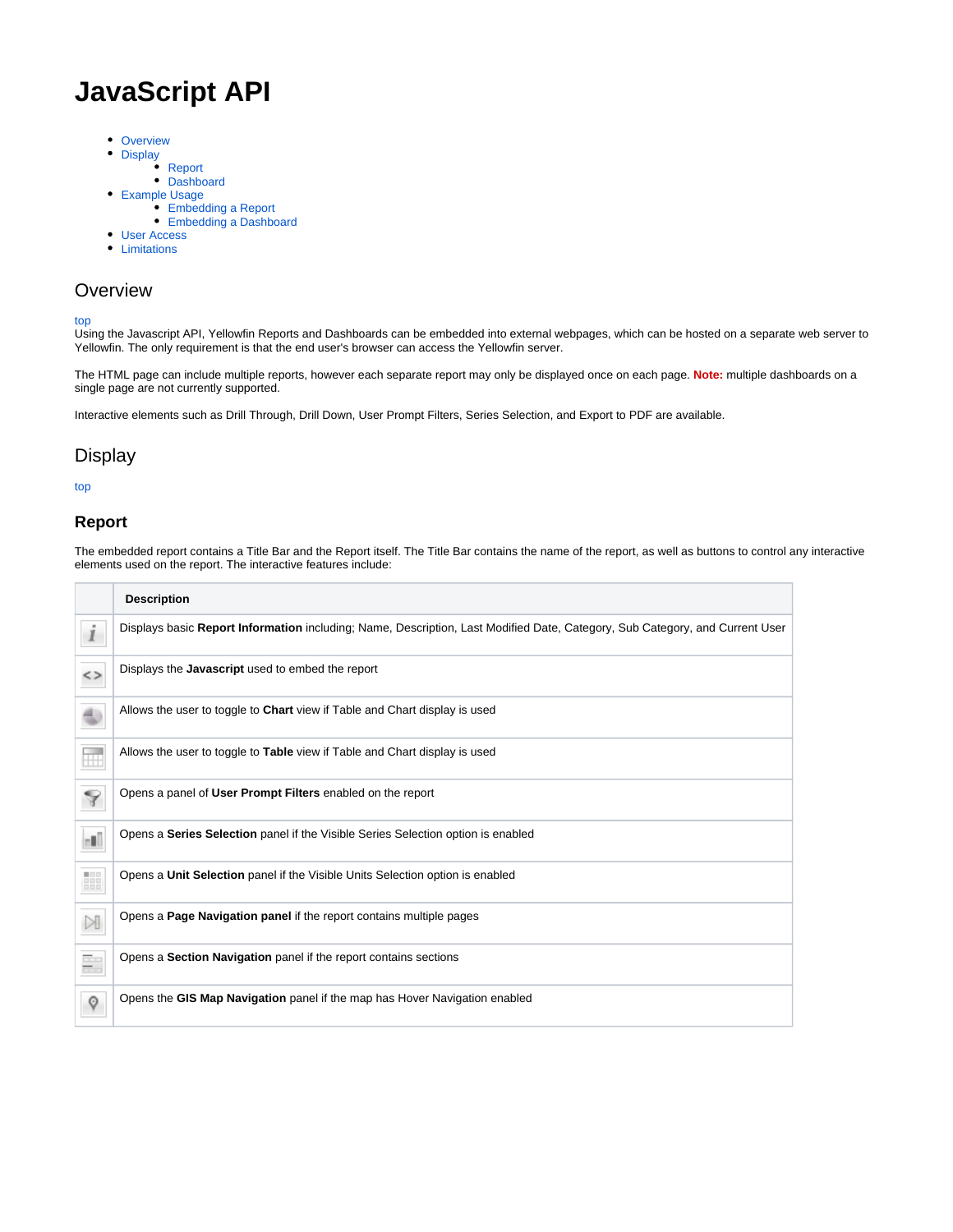# JavaScript API

- Overview
- Display
  - Report
  - Dashboard
- Example Usage
  - Embedding a Report
  - Embedding a Dashboard
- User Access
- Limitations

## Overview

top

Using the Javascript API, Yellowfin Reports and Dashboards can be embedded into external webpages, which can be hosted on a separate web server to Yellowfin. The only requirement is that the end user's browser can access the Yellowfin server.

The HTML page can include multiple reports, however each separate report may only be displayed once on each page. **Note:** multiple dashboards on a single page are not currently supported.

Interactive elements such as Drill Through, Drill Down, User Prompt Filters, Series Selection, and Export to PDF are available.

## Display

top

### Report

The embedded report contains a Title Bar and the Report itself. The Title Bar contains the name of the report, as well as buttons to control any interactive elements used on the report. The interactive features include:

| | Description |
|---|---|
| | Displays basic **Report Information** including; Name, Description, Last Modified Date, Category, Sub Category, and Current User |
| | Displays the **Javascript** used to embed the report |
| | Allows the user to toggle to **Chart** view if Table and Chart display is used |
| | Allows the user to toggle to **Table** view if Table and Chart display is used |
| | Opens a panel of **User Prompt Filters** enabled on the report |
| | Opens a **Series Selection** panel if the Visible Series Selection option is enabled |
| | Opens a **Unit Selection** panel if the Visible Units Selection option is enabled |
| | Opens a **Page Navigation panel** if the report contains multiple pages |
| | Opens a **Section Navigation** panel if the report contains sections |
| | Opens the **GIS Map Navigation** panel if the map has Hover Navigation enabled |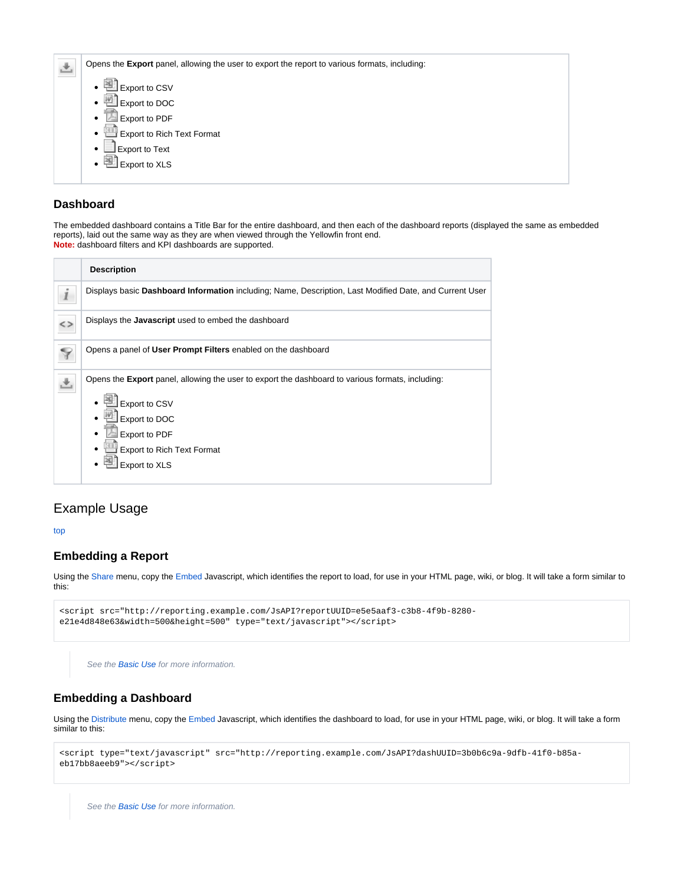| | |
|---|---|
| | Opens the **Export** panel, allowing the user to export the report to various formats, including:<br>• Export to CSV<br>• Export to DOC<br>• Export to PDF<br>• Export to Rich Text Format<br>• Export to Text<br>• Export to XLS |

### Dashboard

The embedded dashboard contains a Title Bar for the entire dashboard, and then each of the dashboard reports (displayed the same as embedded reports), laid out the same way as they are when viewed through the Yellowfin front end.
**Note:** dashboard filters and KPI dashboards are supported.

| | Description |
|---|---|
| | Displays basic **Dashboard Information** including; Name, Description, Last Modified Date, and Current User |
| | Displays the **Javascript** used to embed the dashboard |
| | Opens a panel of **User Prompt Filters** enabled on the dashboard |
| | Opens the **Export** panel, allowing the user to export the dashboard to various formats, including:<br>• Export to CSV<br>• Export to DOC<br>• Export to PDF<br>• Export to Rich Text Format<br>• Export to XLS |

## Example Usage

top

### Embedding a Report

Using the Share menu, copy the Embed Javascript, which identifies the report to load, for use in your HTML page, wiki, or blog. It will take a form similar to this:

```
<script src="http://reporting.example.com/JsAPI?reportUUID=e5e5aaf3-c3b8-4f9b-8280-
e21e4d848e63&width=500&height=500" type="text/javascript"></script>
```

> *See the Basic Use for more information.*

### Embedding a Dashboard

Using the Distribute menu, copy the Embed Javascript, which identifies the dashboard to load, for use in your HTML page, wiki, or blog. It will take a form similar to this:

```
<script type="text/javascript" src="http://reporting.example.com/JsAPI?dashUUID=3b0b6c9a-9dfb-41f0-b85a-
eb17bb8aeeb9"></script>
```

> *See the Basic Use for more information.*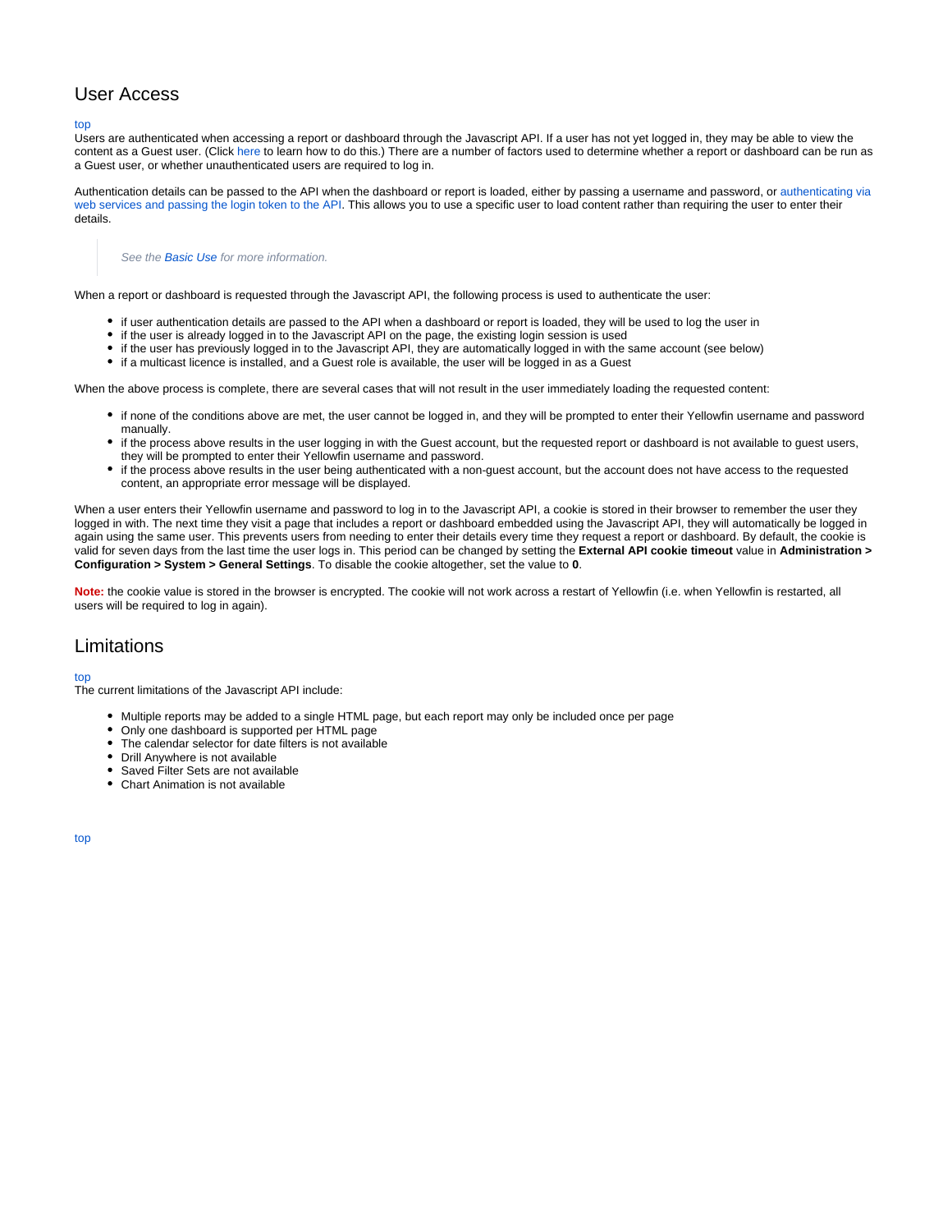## User Access

top

Users are authenticated when accessing a report or dashboard through the Javascript API. If a user has not yet logged in, they may be able to view the content as a Guest user. (Click here to learn how to do this.) There are a number of factors used to determine whether a report or dashboard can be run as a Guest user, or whether unauthenticated users are required to log in.

Authentication details can be passed to the API when the dashboard or report is loaded, either by passing a username and password, or authenticating via web services and passing the login token to the API. This allows you to use a specific user to load content rather than requiring the user to enter their details.

> *See the Basic Use for more information.*

When a report or dashboard is requested through the Javascript API, the following process is used to authenticate the user:

- if user authentication details are passed to the API when a dashboard or report is loaded, they will be used to log the user in
- if the user is already logged in to the Javascript API on the page, the existing login session is used
- if the user has previously logged in to the Javascript API, they are automatically logged in with the same account (see below)
- if a multicast licence is installed, and a Guest role is available, the user will be logged in as a Guest

When the above process is complete, there are several cases that will not result in the user immediately loading the requested content:

- if none of the conditions above are met, the user cannot be logged in, and they will be prompted to enter their Yellowfin username and password manually.
- if the process above results in the user logging in with the Guest account, but the requested report or dashboard is not available to guest users, they will be prompted to enter their Yellowfin username and password.
- if the process above results in the user being authenticated with a non-guest account, but the account does not have access to the requested content, an appropriate error message will be displayed.

When a user enters their Yellowfin username and password to log in to the Javascript API, a cookie is stored in their browser to remember the user they logged in with. The next time they visit a page that includes a report or dashboard embedded using the Javascript API, they will automatically be logged in again using the same user. This prevents users from needing to enter their details every time they request a report or dashboard. By default, the cookie is valid for seven days from the last time the user logs in. This period can be changed by setting the **External API cookie timeout** value in **Administration > Configuration > System > General Settings**. To disable the cookie altogether, set the value to **0**.

**Note:** the cookie value is stored in the browser is encrypted. The cookie will not work across a restart of Yellowfin (i.e. when Yellowfin is restarted, all users will be required to log in again).

## Limitations

top

The current limitations of the Javascript API include:

- Multiple reports may be added to a single HTML page, but each report may only be included once per page
- Only one dashboard is supported per HTML page
- The calendar selector for date filters is not available
- Drill Anywhere is not available
- Saved Filter Sets are not available
- Chart Animation is not available

top